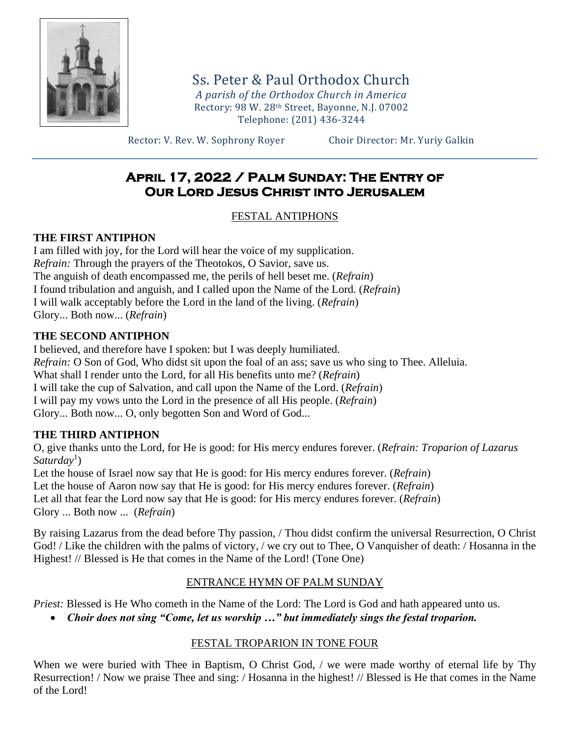# Ss. Peter & Paul Orthodox Church

*A parish of the Orthodox Church in America*
Rectory: 98 W. 28th Street, Bayonne, N.J. 07002
Telephone: (201) 436-3244

Rector: V. Rev. W. Sophrony Royer    Choir Director: Mr. Yuriy Galkin

## April 17, 2022 / Palm Sunday: The Entry of Our Lord Jesus Christ into Jerusalem

FESTAL ANTIPHONS

**THE FIRST ANTIPHON**

I am filled with joy, for the Lord will hear the voice of my supplication.
*Refrain:* Through the prayers of the Theotokos, O Savior, save us.
The anguish of death encompassed me, the perils of hell beset me. (*Refrain*)
I found tribulation and anguish, and I called upon the Name of the Lord. (*Refrain*)
I will walk acceptably before the Lord in the land of the living. (*Refrain*)
Glory... Both now... (*Refrain*)

**THE SECOND ANTIPHON**

I believed, and therefore have I spoken: but I was deeply humiliated.
*Refrain:* O Son of God, Who didst sit upon the foal of an ass; save us who sing to Thee. Alleluia.
What shall I render unto the Lord, for all His benefits unto me? (*Refrain*)
I will take the cup of Salvation, and call upon the Name of the Lord. (*Refrain*)
I will pay my vows unto the Lord in the presence of all His people. (*Refrain*)
Glory... Both now... O, only begotten Son and Word of God...

**THE THIRD ANTIPHON**

O, give thanks unto the Lord, for He is good: for His mercy endures forever. (*Refrain: Troparion of Lazarus Saturday*[1])
Let the house of Israel now say that He is good: for His mercy endures forever. (*Refrain*)
Let the house of Aaron now say that He is good: for His mercy endures forever. (*Refrain*)
Let all that fear the Lord now say that He is good: for His mercy endures forever. (*Refrain*)
Glory ... Both now ... (*Refrain*)

By raising Lazarus from the dead before Thy passion, / Thou didst confirm the universal Resurrection, O Christ God! / Like the children with the palms of victory, / we cry out to Thee, O Vanquisher of death: / Hosanna in the Highest! // Blessed is He that comes in the Name of the Lord! (Tone One)

ENTRANCE HYMN OF PALM SUNDAY

*Priest:* Blessed is He Who cometh in the Name of the Lord: The Lord is God and hath appeared unto us.

- ***Choir does not sing "Come, let us worship …" but immediately sings the festal troparion.***

FESTAL TROPARION IN TONE FOUR

When we were buried with Thee in Baptism, O Christ God, / we were made worthy of eternal life by Thy Resurrection! / Now we praise Thee and sing: / Hosanna in the highest! // Blessed is He that comes in the Name of the Lord!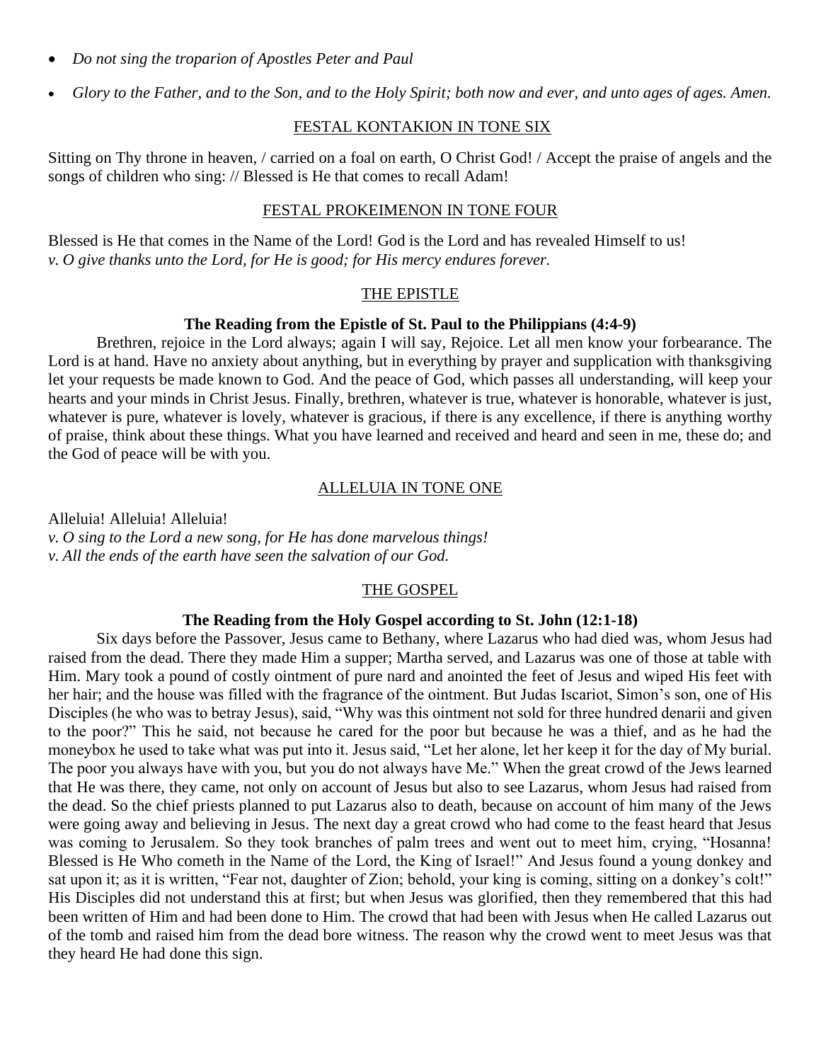- *Do not sing the troparion of Apostles Peter and Paul*
- *Glory to the Father, and to the Son, and to the Holy Spirit; both now and ever, and unto ages of ages. Amen.*

## FESTAL KONTAKION IN TONE SIX

Sitting on Thy throne in heaven, / carried on a foal on earth, O Christ God! / Accept the praise of angels and the songs of children who sing: // Blessed is He that comes to recall Adam!

## FESTAL PROKEIMENON IN TONE FOUR

Blessed is He that comes in the Name of the Lord! God is the Lord and has revealed Himself to us!
*v. O give thanks unto the Lord, for He is good; for His mercy endures forever.*

## THE EPISTLE

**The Reading from the Epistle of St. Paul to the Philippians (4:4-9)**

Brethren, rejoice in the Lord always; again I will say, Rejoice. Let all men know your forbearance. The Lord is at hand. Have no anxiety about anything, but in everything by prayer and supplication with thanksgiving let your requests be made known to God. And the peace of God, which passes all understanding, will keep your hearts and your minds in Christ Jesus. Finally, brethren, whatever is true, whatever is honorable, whatever is just, whatever is pure, whatever is lovely, whatever is gracious, if there is any excellence, if there is anything worthy of praise, think about these things. What you have learned and received and heard and seen in me, these do; and the God of peace will be with you.

## ALLELUIA IN TONE ONE

Alleluia! Alleluia! Alleluia!
*v. O sing to the Lord a new song, for He has done marvelous things!*
*v. All the ends of the earth have seen the salvation of our God.*

## THE GOSPEL

**The Reading from the Holy Gospel according to St. John (12:1-18)**

Six days before the Passover, Jesus came to Bethany, where Lazarus who had died was, whom Jesus had raised from the dead. There they made Him a supper; Martha served, and Lazarus was one of those at table with Him. Mary took a pound of costly ointment of pure nard and anointed the feet of Jesus and wiped His feet with her hair; and the house was filled with the fragrance of the ointment. But Judas Iscariot, Simon's son, one of His Disciples (he who was to betray Jesus), said, "Why was this ointment not sold for three hundred denarii and given to the poor?" This he said, not because he cared for the poor but because he was a thief, and as he had the moneybox he used to take what was put into it. Jesus said, "Let her alone, let her keep it for the day of My burial. The poor you always have with you, but you do not always have Me." When the great crowd of the Jews learned that He was there, they came, not only on account of Jesus but also to see Lazarus, whom Jesus had raised from the dead. So the chief priests planned to put Lazarus also to death, because on account of him many of the Jews were going away and believing in Jesus. The next day a great crowd who had come to the feast heard that Jesus was coming to Jerusalem. So they took branches of palm trees and went out to meet him, crying, "Hosanna! Blessed is He Who cometh in the Name of the Lord, the King of Israel!" And Jesus found a young donkey and sat upon it; as it is written, "Fear not, daughter of Zion; behold, your king is coming, sitting on a donkey's colt!" His Disciples did not understand this at first; but when Jesus was glorified, then they remembered that this had been written of Him and had been done to Him. The crowd that had been with Jesus when He called Lazarus out of the tomb and raised him from the dead bore witness. The reason why the crowd went to meet Jesus was that they heard He had done this sign.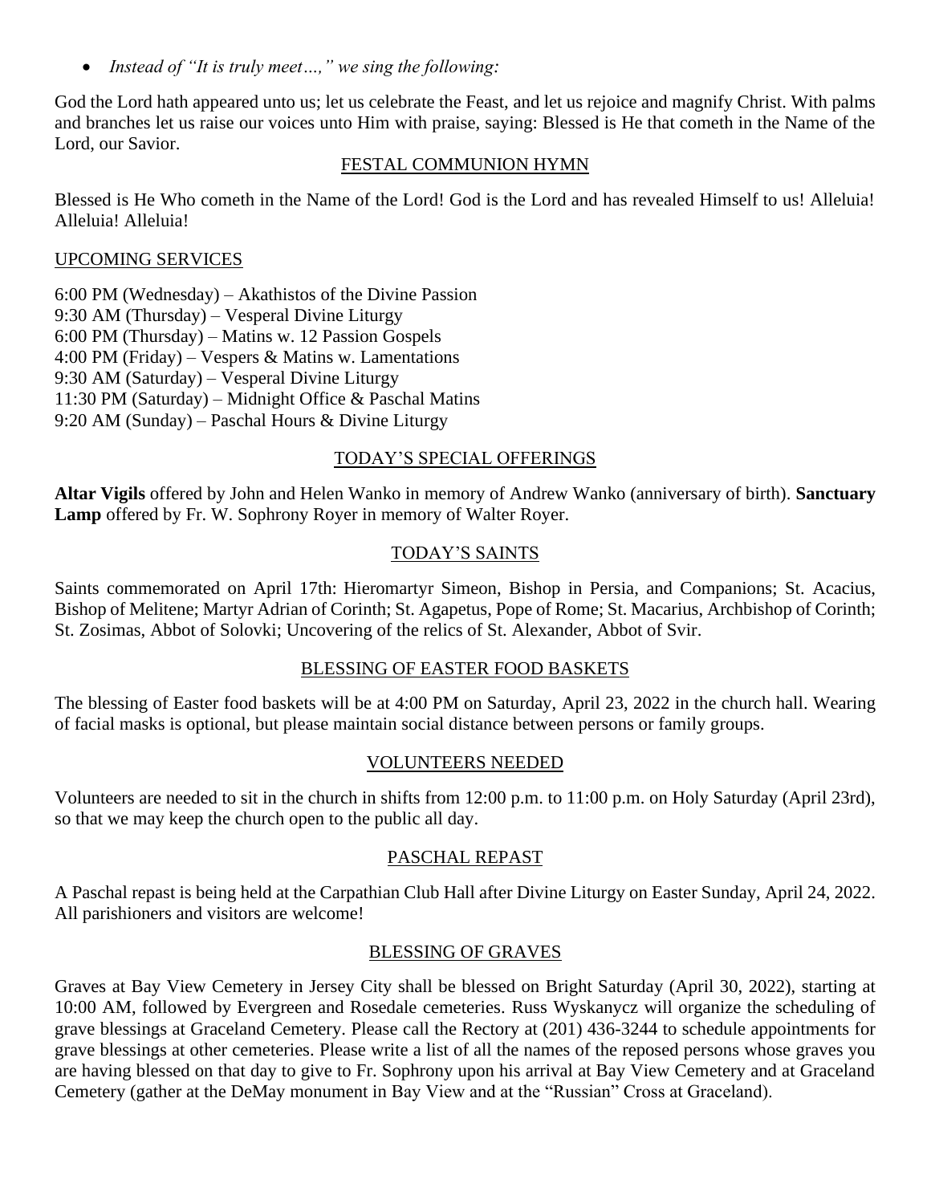- *Instead of "It is truly meet…," we sing the following:*

God the Lord hath appeared unto us; let us celebrate the Feast, and let us rejoice and magnify Christ. With palms and branches let us raise our voices unto Him with praise, saying: Blessed is He that cometh in the Name of the Lord, our Savior.

## FESTAL COMMUNION HYMN

Blessed is He Who cometh in the Name of the Lord! God is the Lord and has revealed Himself to us! Alleluia! Alleluia! Alleluia!

## UPCOMING SERVICES

6:00 PM (Wednesday) – Akathistos of the Divine Passion
9:30 AM (Thursday) – Vesperal Divine Liturgy
6:00 PM (Thursday) – Matins w. 12 Passion Gospels
4:00 PM (Friday) – Vespers & Matins w. Lamentations
9:30 AM (Saturday) – Vesperal Divine Liturgy
11:30 PM (Saturday) – Midnight Office & Paschal Matins
9:20 AM (Sunday) – Paschal Hours & Divine Liturgy

## TODAY'S SPECIAL OFFERINGS

**Altar Vigils** offered by John and Helen Wanko in memory of Andrew Wanko (anniversary of birth). **Sanctuary Lamp** offered by Fr. W. Sophrony Royer in memory of Walter Royer.

## TODAY'S SAINTS

Saints commemorated on April 17th: Hieromartyr Simeon, Bishop in Persia, and Companions; St. Acacius, Bishop of Melitene; Martyr Adrian of Corinth; St. Agapetus, Pope of Rome; St. Macarius, Archbishop of Corinth; St. Zosimas, Abbot of Solovki; Uncovering of the relics of St. Alexander, Abbot of Svir.

## BLESSING OF EASTER FOOD BASKETS

The blessing of Easter food baskets will be at 4:00 PM on Saturday, April 23, 2022 in the church hall. Wearing of facial masks is optional, but please maintain social distance between persons or family groups.

## VOLUNTEERS NEEDED

Volunteers are needed to sit in the church in shifts from 12:00 p.m. to 11:00 p.m. on Holy Saturday (April 23rd), so that we may keep the church open to the public all day.

## PASCHAL REPAST

A Paschal repast is being held at the Carpathian Club Hall after Divine Liturgy on Easter Sunday, April 24, 2022. All parishioners and visitors are welcome!

## BLESSING OF GRAVES

Graves at Bay View Cemetery in Jersey City shall be blessed on Bright Saturday (April 30, 2022), starting at 10:00 AM, followed by Evergreen and Rosedale cemeteries. Russ Wyskanycz will organize the scheduling of grave blessings at Graceland Cemetery. Please call the Rectory at (201) 436-3244 to schedule appointments for grave blessings at other cemeteries. Please write a list of all the names of the reposed persons whose graves you are having blessed on that day to give to Fr. Sophrony upon his arrival at Bay View Cemetery and at Graceland Cemetery (gather at the DeMay monument in Bay View and at the "Russian" Cross at Graceland).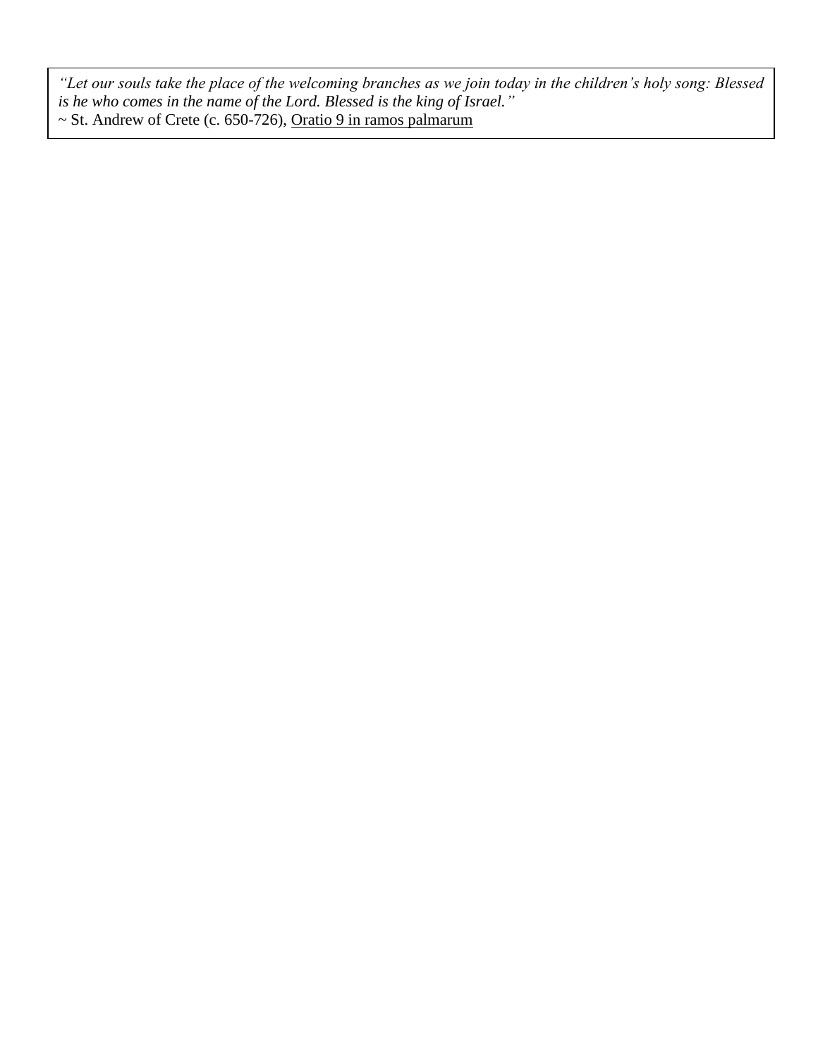*"Let our souls take the place of the welcoming branches as we join today in the children's holy song: Blessed is he who comes in the name of the Lord. Blessed is the king of Israel."*
~ St. Andrew of Crete (c. 650-726), Oratio 9 in ramos palmarum